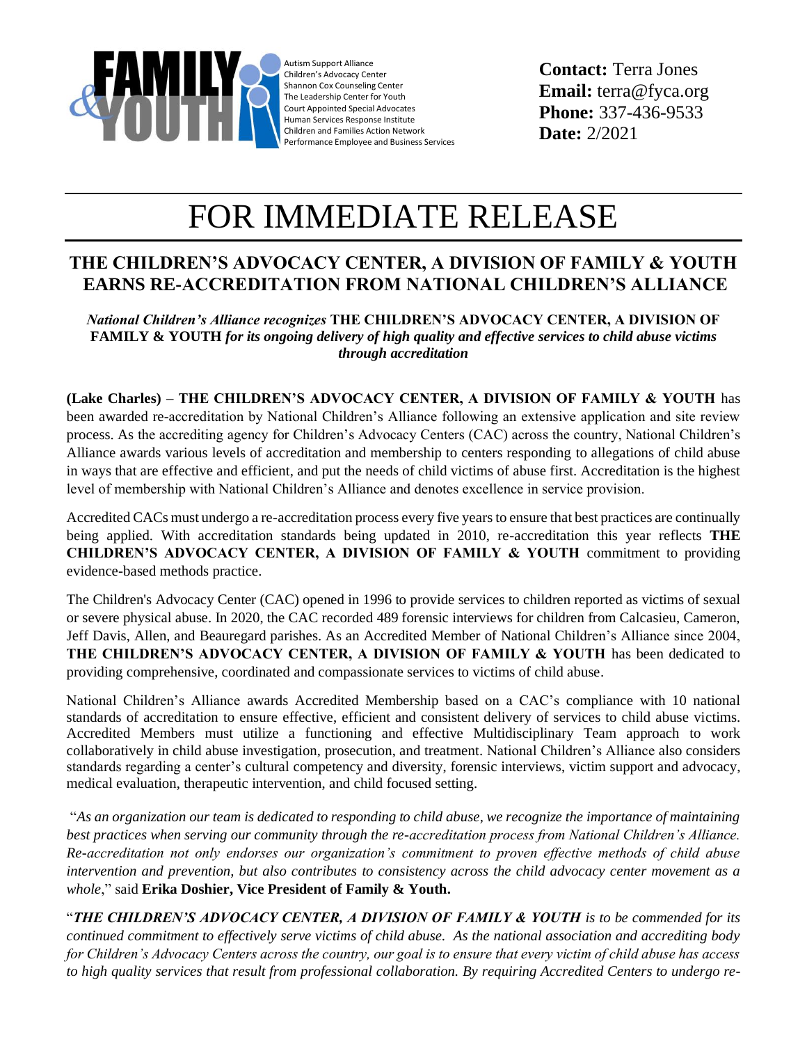Autism Support Alliance
Children's Advocacy Center
Shannon Cox Counseling Center
The Leadership Center for Youth
Court Appointed Special Advocates
Human Services Response Institute
Children and Families Action Network
Performance Employee and Business Services

**Contact:** Terra Jones
**Email:** terra@fyca.org
**Phone:** 337-436-9533
**Date:** 2/2021

# FOR IMMEDIATE RELEASE

## THE CHILDREN'S ADVOCACY CENTER, A DIVISION OF FAMILY & YOUTH EARNS RE-ACCREDITATION FROM NATIONAL CHILDREN'S ALLIANCE

***National Children's Alliance recognizes* THE CHILDREN'S ADVOCACY CENTER, A DIVISION OF FAMILY & YOUTH *for its ongoing delivery of high quality and effective services to child abuse victims through accreditation***

**(Lake Charles) – THE CHILDREN'S ADVOCACY CENTER, A DIVISION OF FAMILY & YOUTH** has been awarded re-accreditation by National Children's Alliance following an extensive application and site review process. As the accrediting agency for Children's Advocacy Centers (CAC) across the country, National Children's Alliance awards various levels of accreditation and membership to centers responding to allegations of child abuse in ways that are effective and efficient, and put the needs of child victims of abuse first. Accreditation is the highest level of membership with National Children's Alliance and denotes excellence in service provision.

Accredited CACs must undergo a re-accreditation process every five years to ensure that best practices are continually being applied. With accreditation standards being updated in 2010, re-accreditation this year reflects **THE CHILDREN'S ADVOCACY CENTER, A DIVISION OF FAMILY & YOUTH** commitment to providing evidence-based methods practice.

The Children's Advocacy Center (CAC) opened in 1996 to provide services to children reported as victims of sexual or severe physical abuse. In 2020, the CAC recorded 489 forensic interviews for children from Calcasieu, Cameron, Jeff Davis, Allen, and Beauregard parishes. As an Accredited Member of National Children's Alliance since 2004, **THE CHILDREN'S ADVOCACY CENTER, A DIVISION OF FAMILY & YOUTH** has been dedicated to providing comprehensive, coordinated and compassionate services to victims of child abuse.

National Children's Alliance awards Accredited Membership based on a CAC's compliance with 10 national standards of accreditation to ensure effective, efficient and consistent delivery of services to child abuse victims. Accredited Members must utilize a functioning and effective Multidisciplinary Team approach to work collaboratively in child abuse investigation, prosecution, and treatment. National Children's Alliance also considers standards regarding a center's cultural competency and diversity, forensic interviews, victim support and advocacy, medical evaluation, therapeutic intervention, and child focused setting.

"*As an organization our team is dedicated to responding to child abuse, we recognize the importance of maintaining best practices when serving our community through the re-accreditation process from National Children's Alliance. Re-accreditation not only endorses our organization's commitment to proven effective methods of child abuse intervention and prevention, but also contributes to consistency across the child advocacy center movement as a whole*," said **Erika Doshier, Vice President of Family & Youth.**

"***THE CHILDREN'S ADVOCACY CENTER, A DIVISION OF FAMILY & YOUTH*** *is to be commended for its continued commitment to effectively serve victims of child abuse. As the national association and accrediting body for Children's Advocacy Centers across the country, our goal is to ensure that every victim of child abuse has access to high quality services that result from professional collaboration. By requiring Accredited Centers to undergo re-*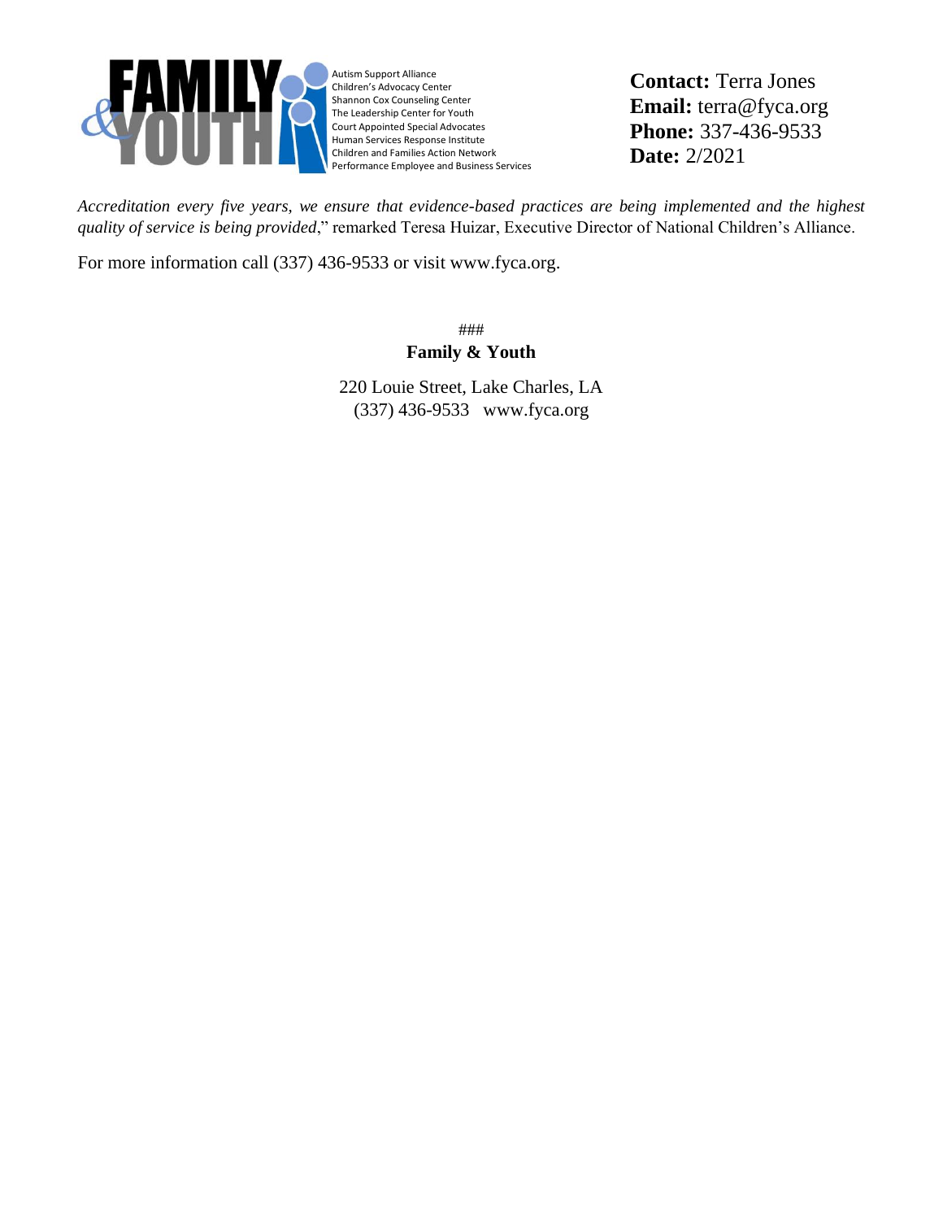Autism Support Alliance
Children's Advocacy Center
Shannon Cox Counseling Center
The Leadership Center for Youth
Court Appointed Special Advocates
Human Services Response Institute
Children and Families Action Network
Performance Employee and Business Services

**Contact:** Terra Jones
**Email:** terra@fyca.org
**Phone:** 337-436-9533
**Date:** 2/2021

*Accreditation every five years, we ensure that evidence-based practices are being implemented and the highest quality of service is being provided*," remarked Teresa Huizar, Executive Director of National Children's Alliance.

For more information call (337) 436-9533 or visit www.fyca.org.

###

**Family & Youth**

220 Louie Street, Lake Charles, LA
(337) 436-9533 www.fyca.org